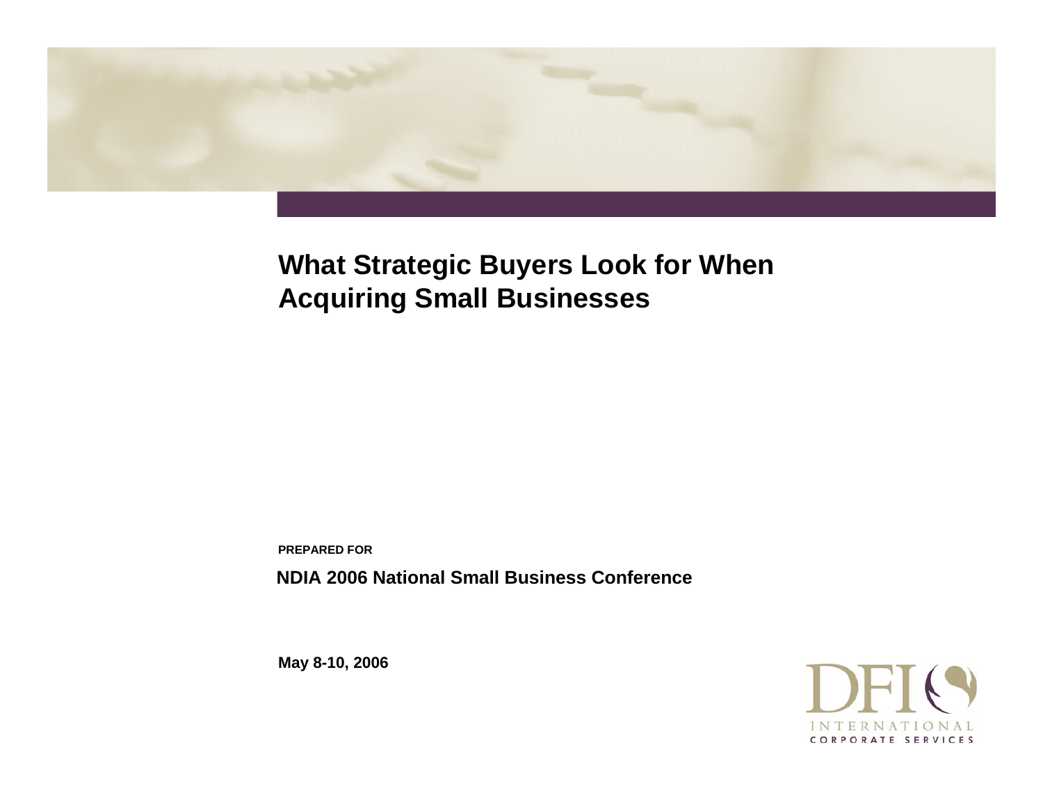# What Strategic Buyers Look for When Acquiring Small Businesses

**PREPARED FOR**

**NDIA 2006 National Small Business Conference**

**May 8-10, 2006**

DFI INTERNATIONAL CORPORATE SERVICES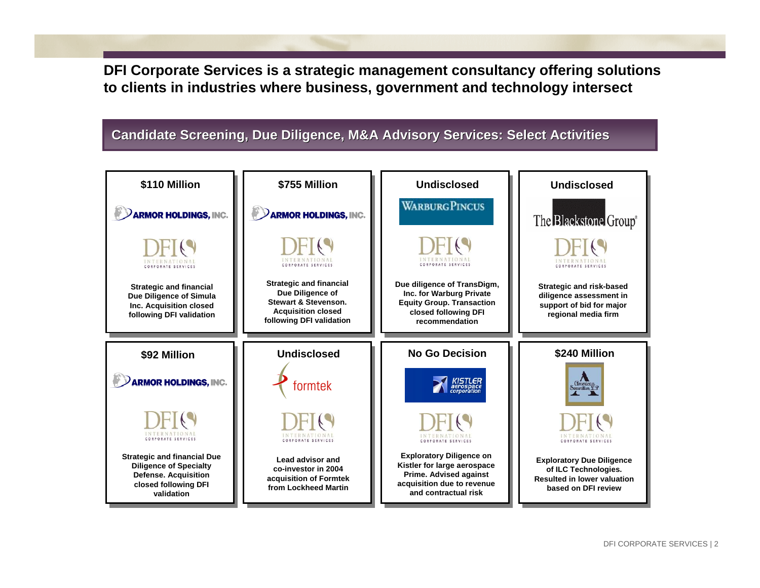**DFI Corporate Services is a strategic management consultancy offering solutions to clients in industries where business, government and technology intersect**

## Candidate Screening, Due Diligence, M&A Advisory Services: Select Activities

| $110 Million | $755 Million | Undisclosed | Undisclosed |
|---|---|---|---|
| ARMOR HOLDINGS, INC. | ARMOR HOLDINGS, INC. | WARBURG PINCUS | The Blackstone Group |
| DFI INTERNATIONAL CORPORATE SERVICES | DFI INTERNATIONAL CORPORATE SERVICES | DFI INTERNATIONAL CORPORATE SERVICES | DFI INTERNATIONAL CORPORATE SERVICES |
| Strategic and financial Due Diligence of Simula Inc. Acquisition closed following DFI validation | Strategic and financial Due Diligence of Stewart & Stevenson. Acquisition closed following DFI validation | Due diligence of TransDigm, Inc. for Warburg Private Equity Group. Transaction closed following DFI recommendation | Strategic and risk-based diligence assessment in support of bid for major regional media firm |

| $92 Million | Undisclosed | No Go Decision | $240 Million |
|---|---|---|---|
| ARMOR HOLDINGS, INC. | formtek | KISTLER aerospace corporation | American Securities L.P. |
| DFI INTERNATIONAL CORPORATE SERVICES | DFI INTERNATIONAL CORPORATE SERVICES | DFI INTERNATIONAL CORPORATE SERVICES | DFI INTERNATIONAL CORPORATE SERVICES |
| Strategic and financial Due Diligence of Specialty Defense. Acquisition closed following DFI validation | Lead advisor and co-investor in 2004 acquisition of Formtek from Lockheed Martin | Exploratory Diligence on Kistler for large aerospace Prime. Advised against acquisition due to revenue and contractual risk | Exploratory Due Diligence of ILC Technologies. Resulted in lower valuation based on DFI review |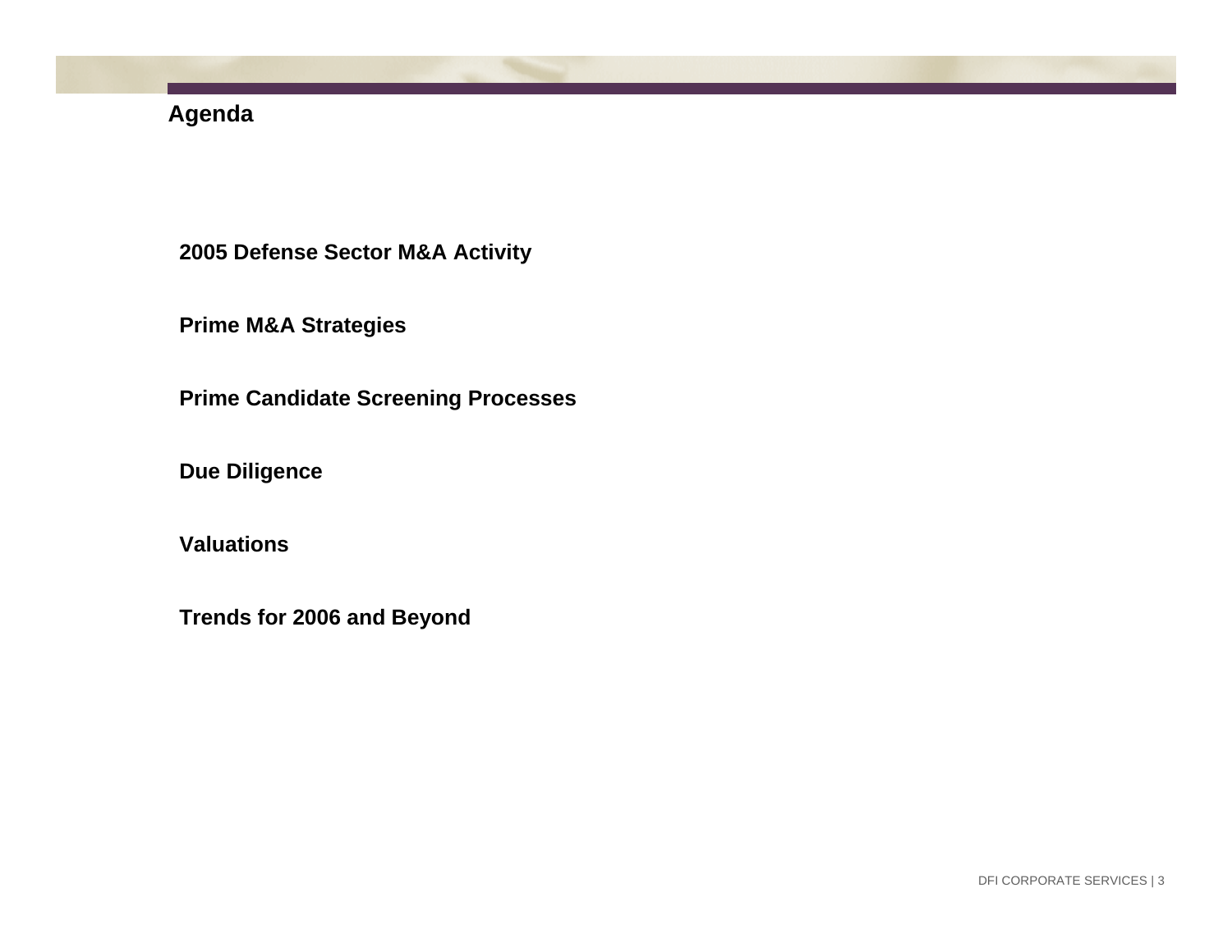# Agenda

**2005 Defense Sector M&A Activity**

**Prime M&A Strategies**

**Prime Candidate Screening Processes**

**Due Diligence**

**Valuations**

**Trends for 2006 and Beyond**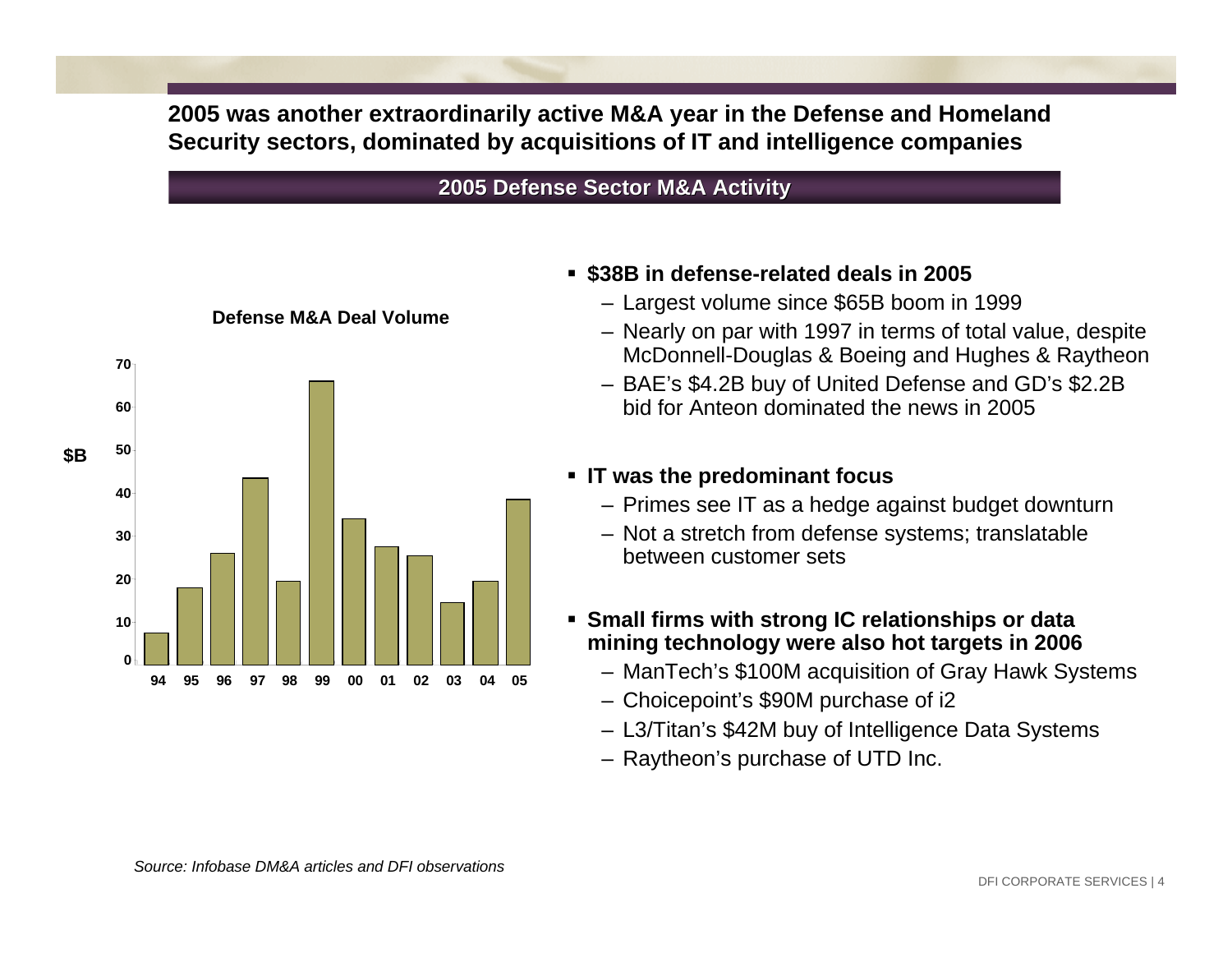## 2005 was another extraordinarily active M&A year in the Defense and Homeland Security sectors, dominated by acquisitions of IT and intelligence companies

### 2005 Defense Sector M&A Activity

**Defense M&A Deal Volume**

| Year | $B |
|---|---|
| 94 | ~7 |
| 95 | ~18 |
| 96 | ~26 |
| 97 | ~43 |
| 98 | ~19 |
| 99 | ~66 |
| 00 | ~34 |
| 01 | ~27 |
| 02 | ~25 |
| 03 | ~14 |
| 04 | ~19 |
| 05 | ~38 |

- **$38B in defense-related deals in 2005**
  - Largest volume since $65B boom in 1999
  - Nearly on par with 1997 in terms of total value, despite McDonnell-Douglas & Boeing and Hughes & Raytheon
  - BAE's $4.2B buy of United Defense and GD's $2.2B bid for Anteon dominated the news in 2005
- **IT was the predominant focus**
  - Primes see IT as a hedge against budget downturn
  - Not a stretch from defense systems; translatable between customer sets
- **Small firms with strong IC relationships or data mining technology were also hot targets in 2006**
  - ManTech's $100M acquisition of Gray Hawk Systems
  - Choicepoint's $90M purchase of i2
  - L3/Titan's $42M buy of Intelligence Data Systems
  - Raytheon's purchase of UTD Inc.

*Source: Infobase DM&A articles and DFI observations*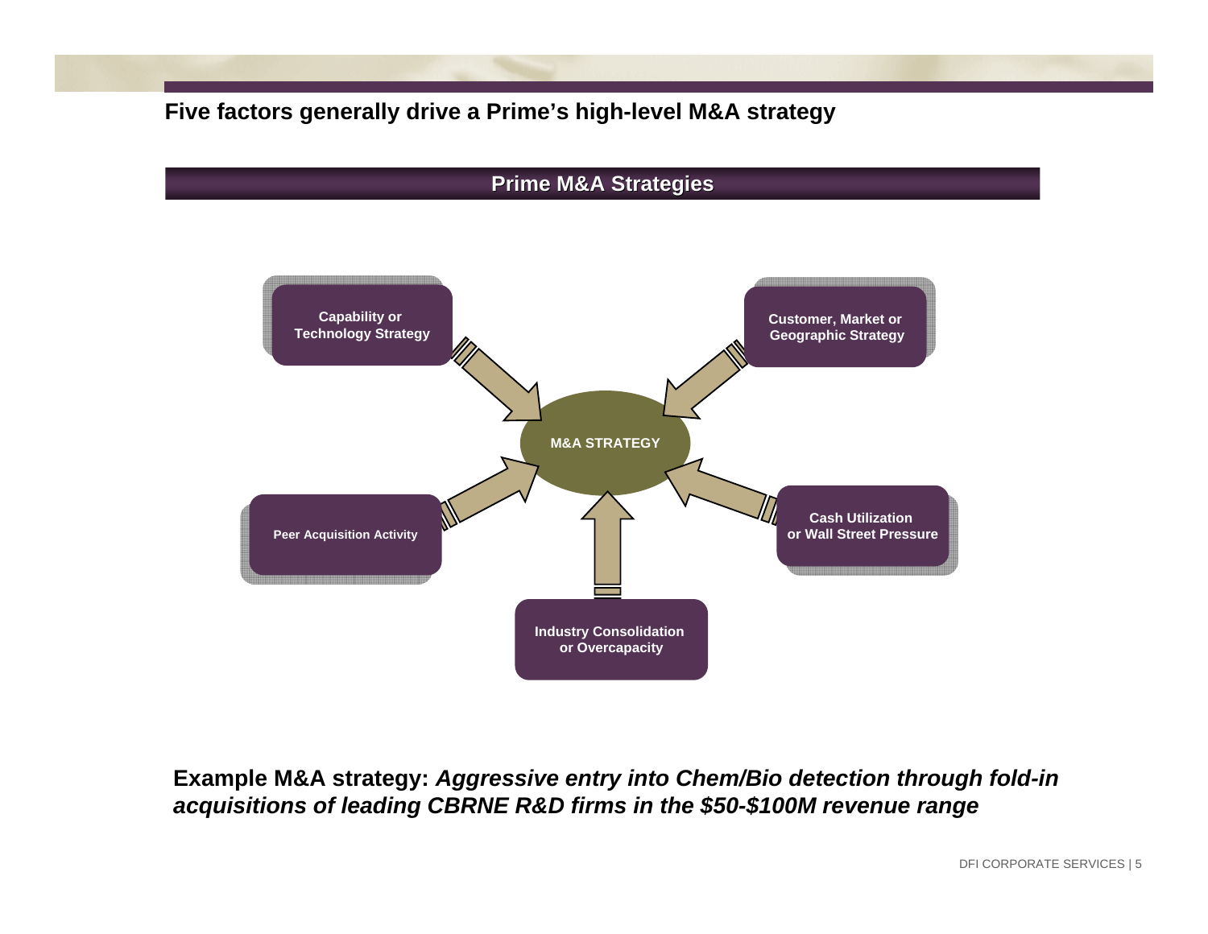## Five factors generally drive a Prime's high-level M&A strategy

**Prime M&A Strategies**

**M&A STRATEGY**

- **Capability or Technology Strategy**
- **Customer, Market or Geographic Strategy**
- **Peer Acquisition Activity**
- **Cash Utilization or Wall Street Pressure**
- **Industry Consolidation or Overcapacity**

**Example M&A strategy:** ***Aggressive entry into Chem/Bio detection through fold-in acquisitions of leading CBRNE R&D firms in the $50-$100M revenue range***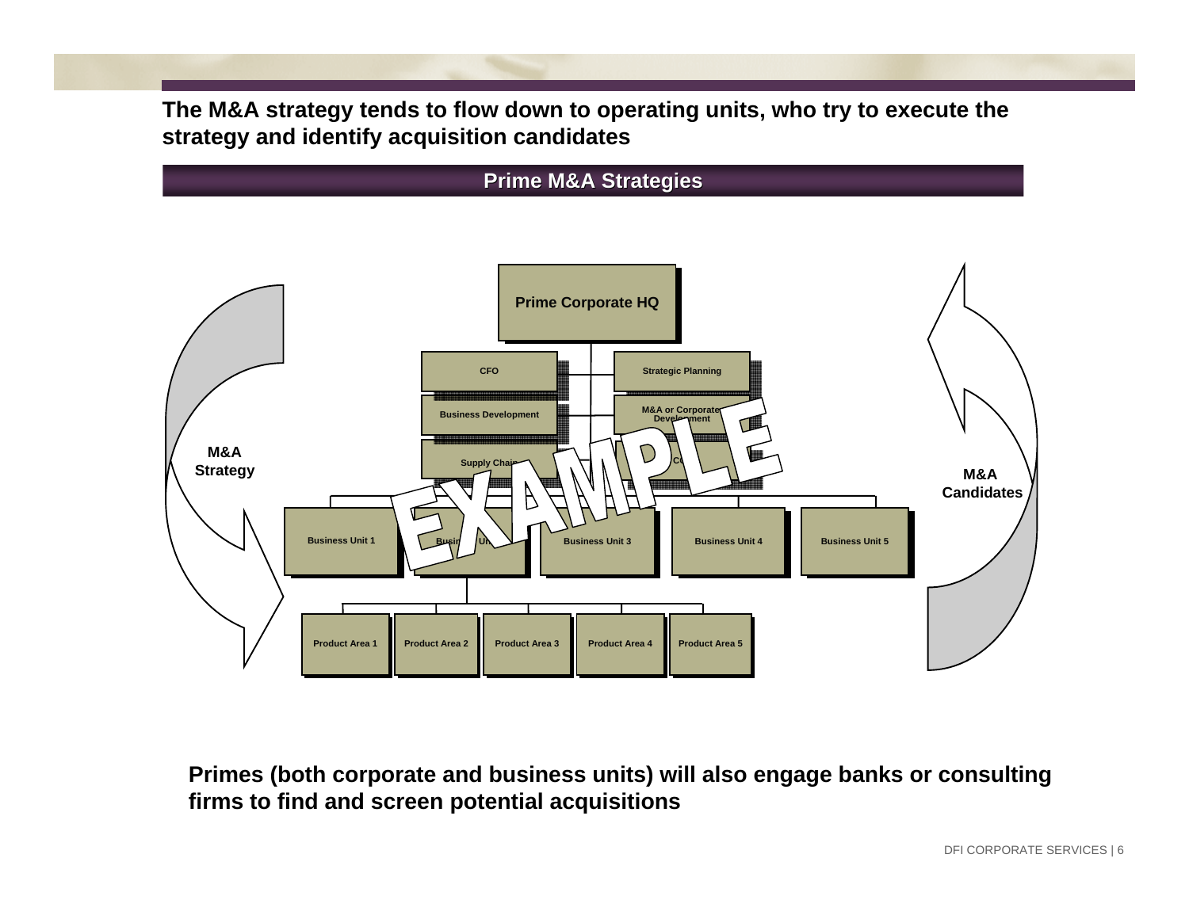**The M&A strategy tends to flow down to operating units, who try to execute the strategy and identify acquisition candidates**

## Prime M&A Strategies

M&A Strategy

Prime Corporate HQ

CFO

Strategic Planning

Business Development

M&A or Corporate Development

Supply Chain

CO

EXAMPLE

Business Unit 1

Business Unit 2

Business Unit 3

Business Unit 4

Business Unit 5

Product Area 1

Product Area 2

Product Area 3

Product Area 4

Product Area 5

M&A Candidates

**Primes (both corporate and business units) will also engage banks or consulting firms to find and screen potential acquisitions**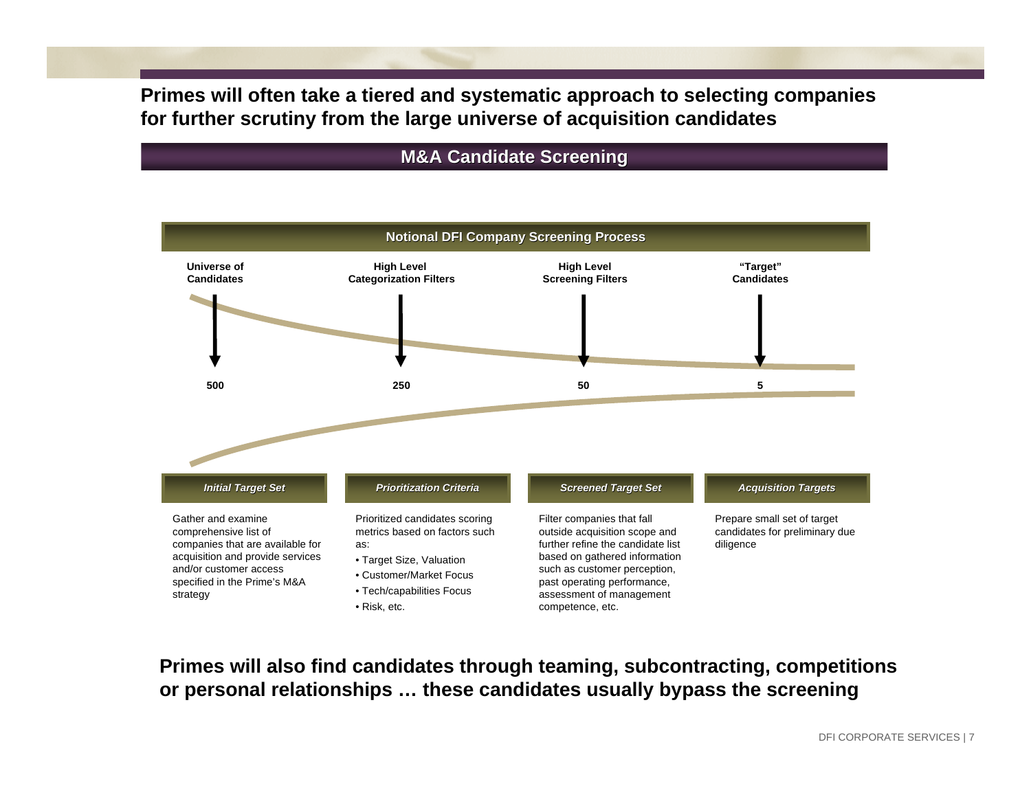## Primes will often take a tiered and systematic approach to selecting companies for further scrutiny from the large universe of acquisition candidates

### M&A Candidate Screening

**Notional DFI Company Screening Process**

| Universe of Candidates | High Level Categorization Filters | High Level Screening Filters | "Target" Candidates |
|---|---|---|---|
| 500 | 250 | 50 | 5 |
| ***Initial Target Set*** | ***Prioritization Criteria*** | ***Screened Target Set*** | ***Acquisition Targets*** |
| Gather and examine comprehensive list of companies that are available for acquisition and provide services and/or customer access specified in the Prime's M&A strategy | Prioritized candidates scoring metrics based on factors such as: • Target Size, Valuation • Customer/Market Focus • Tech/capabilities Focus • Risk, etc. | Filter companies that fall outside acquisition scope and further refine the candidate list based on gathered information such as customer perception, past operating performance, assessment of management competence, etc. | Prepare small set of target candidates for preliminary due diligence |

**Primes will also find candidates through teaming, subcontracting, competitions or personal relationships … these candidates usually bypass the screening**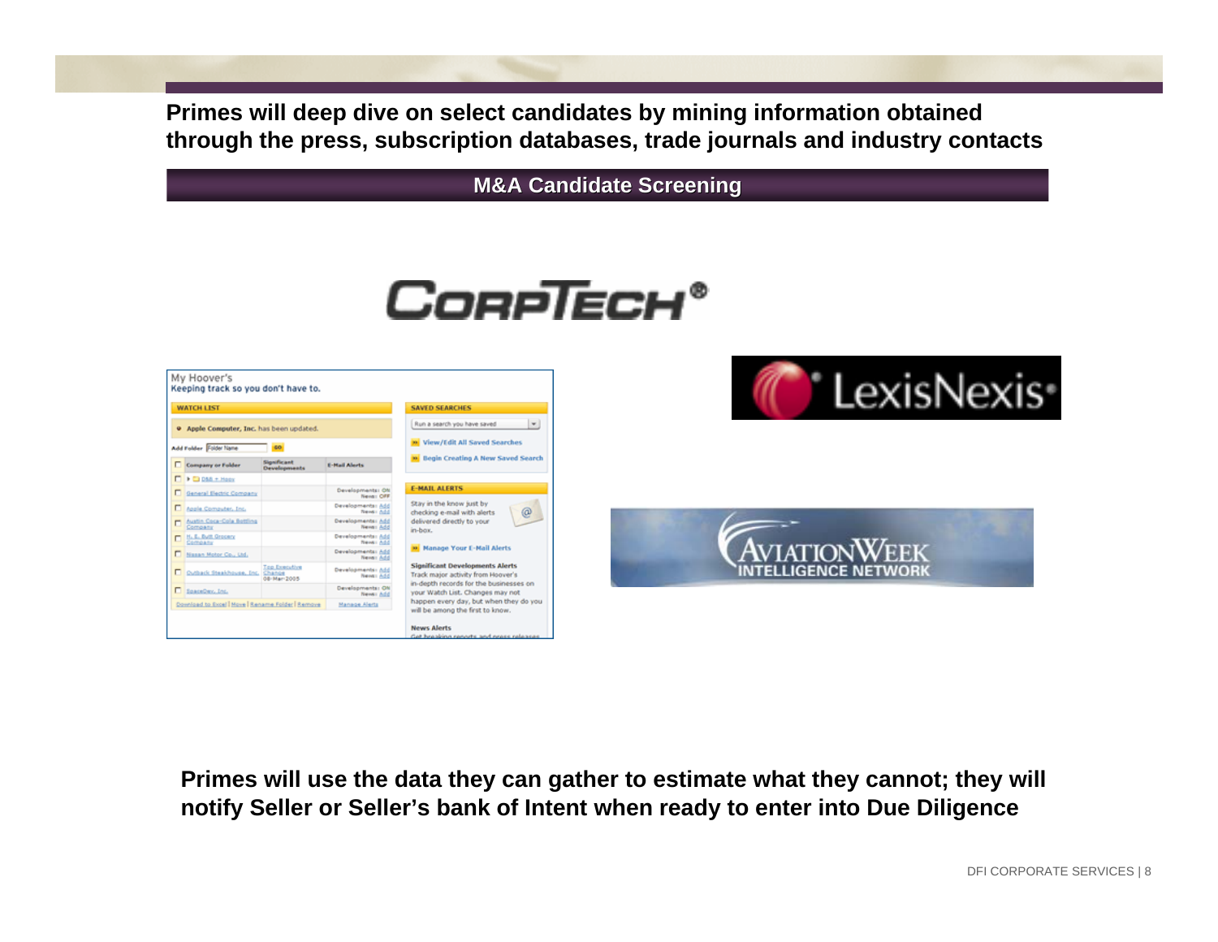**Primes will deep dive on select candidates by mining information obtained through the press, subscription databases, trade journals and industry contacts**

## M&A Candidate Screening

**Primes will use the data they can gather to estimate what they cannot; they will notify Seller or Seller's bank of Intent when ready to enter into Due Diligence**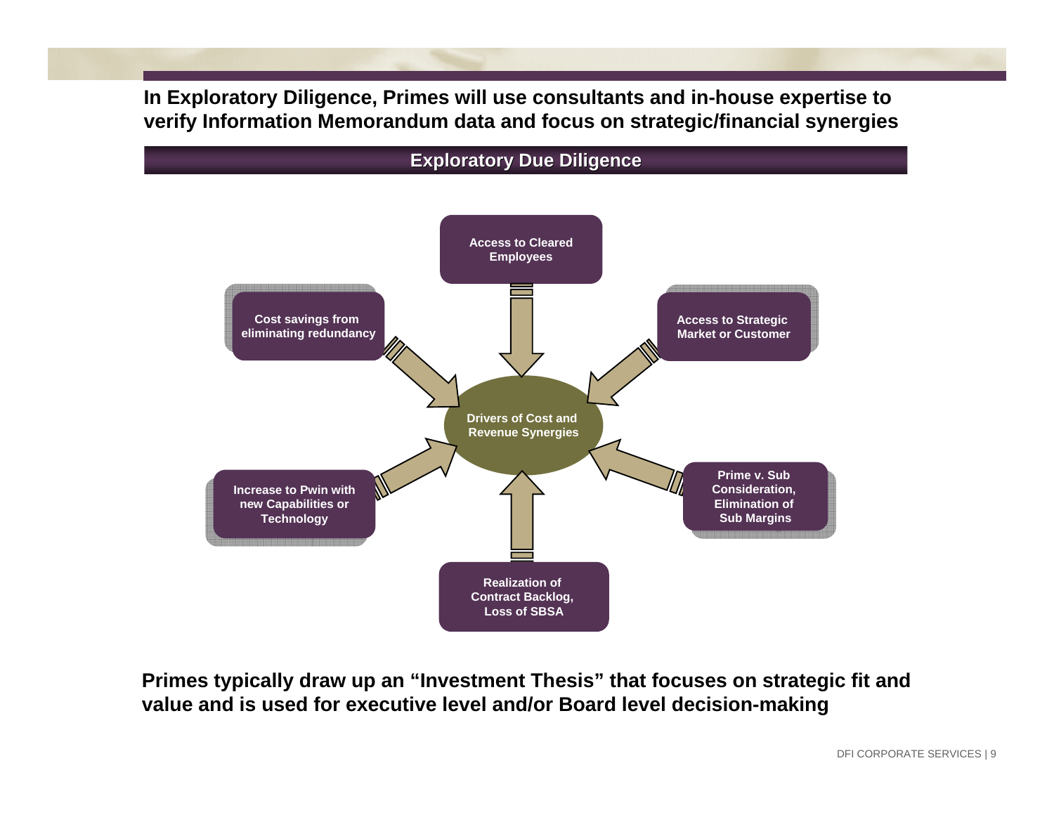**In Exploratory Diligence, Primes will use consultants and in-house expertise to verify Information Memorandum data and focus on strategic/financial synergies**

## Exploratory Due Diligence

**Drivers of Cost and Revenue Synergies**

- Access to Cleared Employees
- Access to Strategic Market or Customer
- Prime v. Sub Consideration, Elimination of Sub Margins
- Realization of Contract Backlog, Loss of SBSA
- Increase to Pwin with new Capabilities or Technology
- Cost savings from eliminating redundancy

**Primes typically draw up an "Investment Thesis" that focuses on strategic fit and value and is used for executive level and/or Board level decision-making**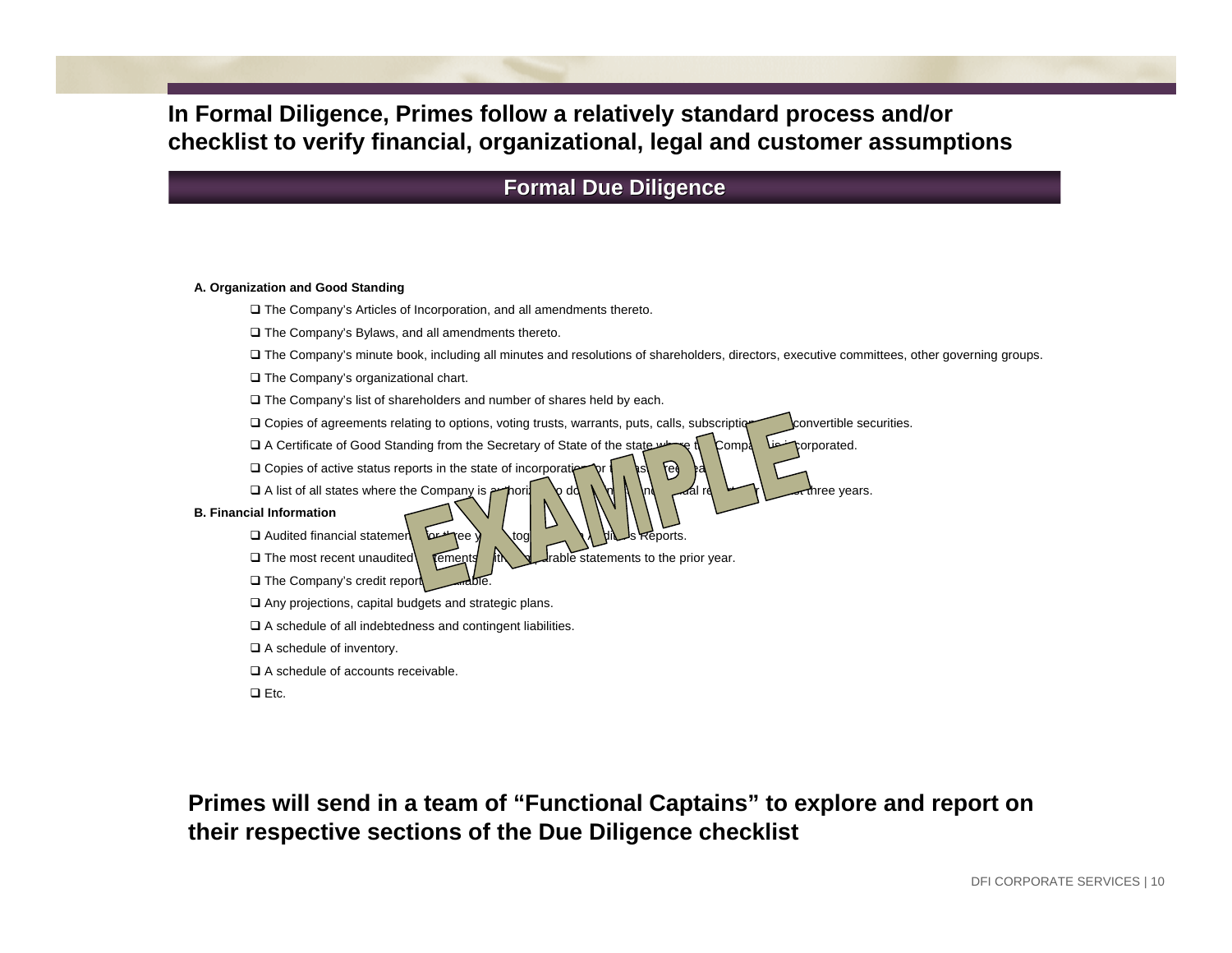# In Formal Diligence, Primes follow a relatively standard process and/or checklist to verify financial, organizational, legal and customer assumptions

## Formal Due Diligence

**A. Organization and Good Standing**

- ❑ The Company's Articles of Incorporation, and all amendments thereto.
- ❑ The Company's Bylaws, and all amendments thereto.
- ❑ The Company's minute book, including all minutes and resolutions of shareholders, directors, executive committees, other governing groups.
- ❑ The Company's organizational chart.
- ❑ The Company's list of shareholders and number of shares held by each.
- ❑ Copies of agreements relating to options, voting trusts, warrants, puts, calls, subscriptions, and convertible securities.
- ❑ A Certificate of Good Standing from the Secretary of State of the state where the Company is incorporated.
- ❑ Copies of active status reports in the state of incorporation for the last three years.
- ❑ A list of all states where the Company is authorized to do business and annual reports for the last three years.

**B. Financial Information**

- ❑ Audited financial statements for three years, together with Auditor's Reports.
- ❑ The most recent unaudited statements, with comparable statements to the prior year.
- ❑ The Company's credit report, if available.
- ❑ Any projections, capital budgets and strategic plans.
- ❑ A schedule of all indebtedness and contingent liabilities.
- ❑ A schedule of inventory.
- ❑ A schedule of accounts receivable.
- ❑ Etc.

EXAMPLE

**Primes will send in a team of "Functional Captains" to explore and report on their respective sections of the Due Diligence checklist**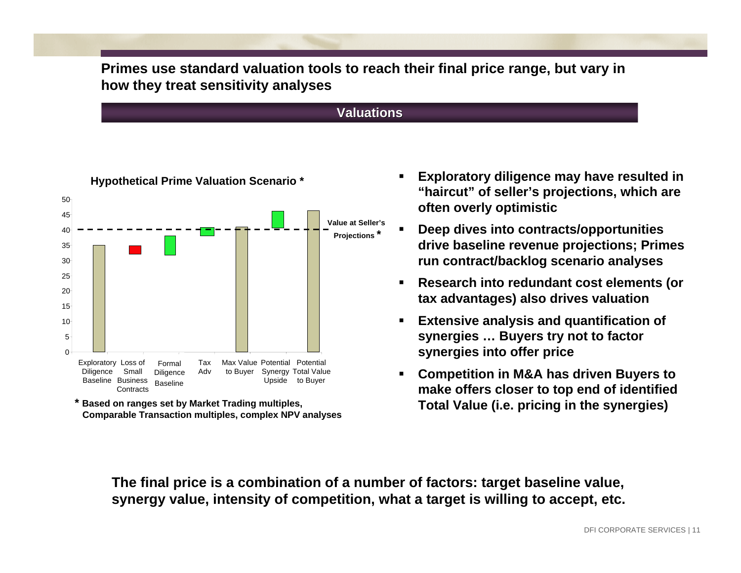## Primes use standard valuation tools to reach their final price range, but vary in how they treat sensitivity analyses

### Valuations

**Hypothetical Prime Valuation Scenario ***

Value at Seller's Projections *

Exploratory Diligence Baseline | Loss of Small Business Contracts | Formal Diligence Baseline | Tax Adv | Max Value to Buyer | Potential Synergy Upside | Potential Total Value to Buyer

**\* Based on ranges set by Market Trading multiples, Comparable Transaction multiples, complex NPV analyses**

- **Exploratory diligence may have resulted in "haircut" of seller's projections, which are often overly optimistic**
- **Deep dives into contracts/opportunities drive baseline revenue projections; Primes run contract/backlog scenario analyses**
- **Research into redundant cost elements (or tax advantages) also drives valuation**
- **Extensive analysis and quantification of synergies … Buyers try not to factor synergies into offer price**
- **Competition in M&A has driven Buyers to make offers closer to top end of identified Total Value (i.e. pricing in the synergies)**

**The final price is a combination of a number of factors: target baseline value, synergy value, intensity of competition, what a target is willing to accept, etc.**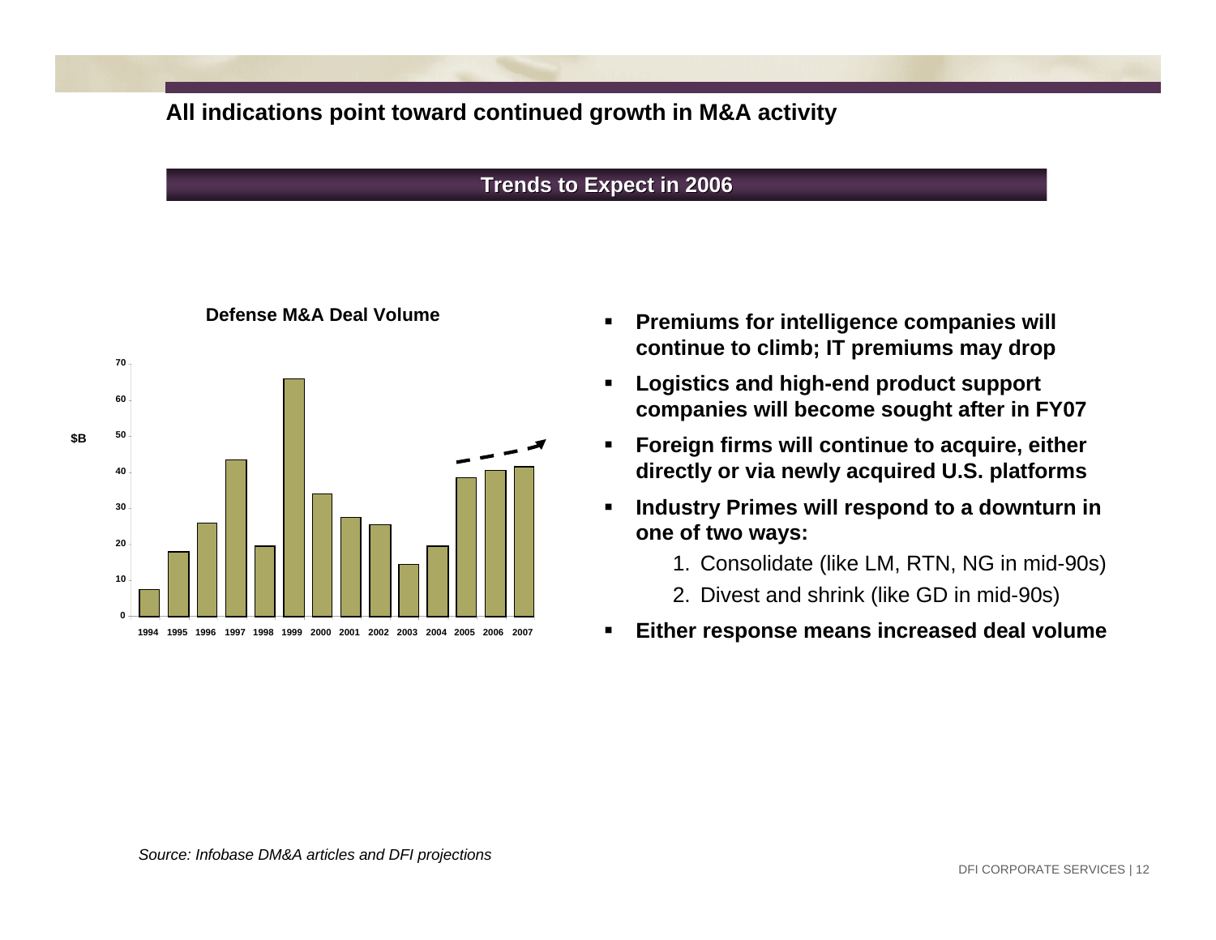# All indications point toward continued growth in M&A activity

## Trends to Expect in 2006

**Defense M&A Deal Volume**

$B

| Year | 1994 | 1995 | 1996 | 1997 | 1998 | 1999 | 2000 | 2001 | 2002 | 2003 | 2004 | 2005 | 2006 | 2007 |
|---|---|---|---|---|---|---|---|---|---|---|---|---|---|---|

- **Premiums for intelligence companies will continue to climb; IT premiums may drop**
- **Logistics and high-end product support companies will become sought after in FY07**
- **Foreign firms will continue to acquire, either directly or via newly acquired U.S. platforms**
- **Industry Primes will respond to a downturn in one of two ways:**
  1. Consolidate (like LM, RTN, NG in mid-90s)
  2. Divest and shrink (like GD in mid-90s)
- **Either response means increased deal volume**

*Source: Infobase DM&A articles and DFI projections*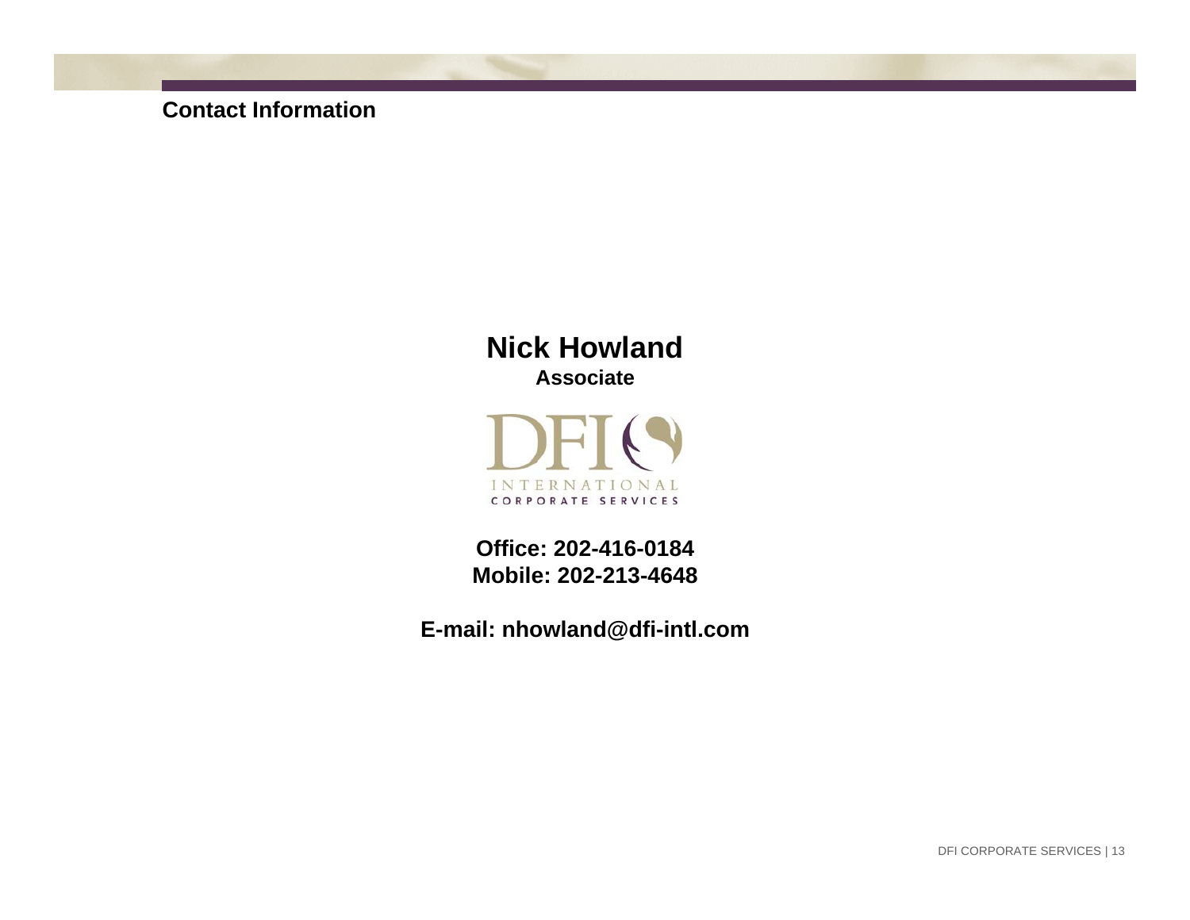## Contact Information

**Nick Howland**

**Associate**

DFI INTERNATIONAL CORPORATE SERVICES

**Office: 202-416-0184**
**Mobile: 202-213-4648**

**E-mail: nhowland@dfi-intl.com**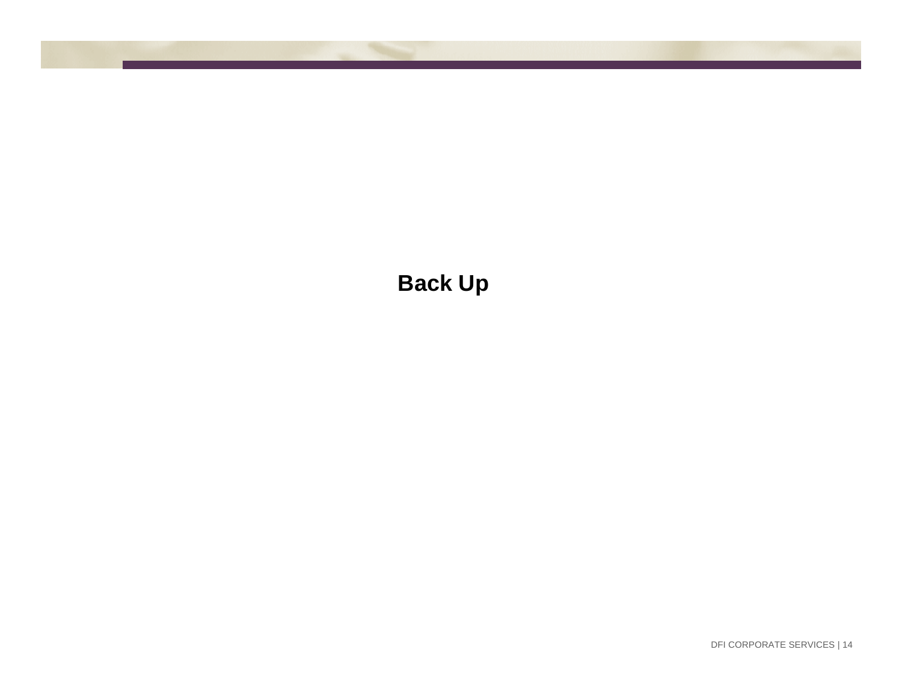**Back Up**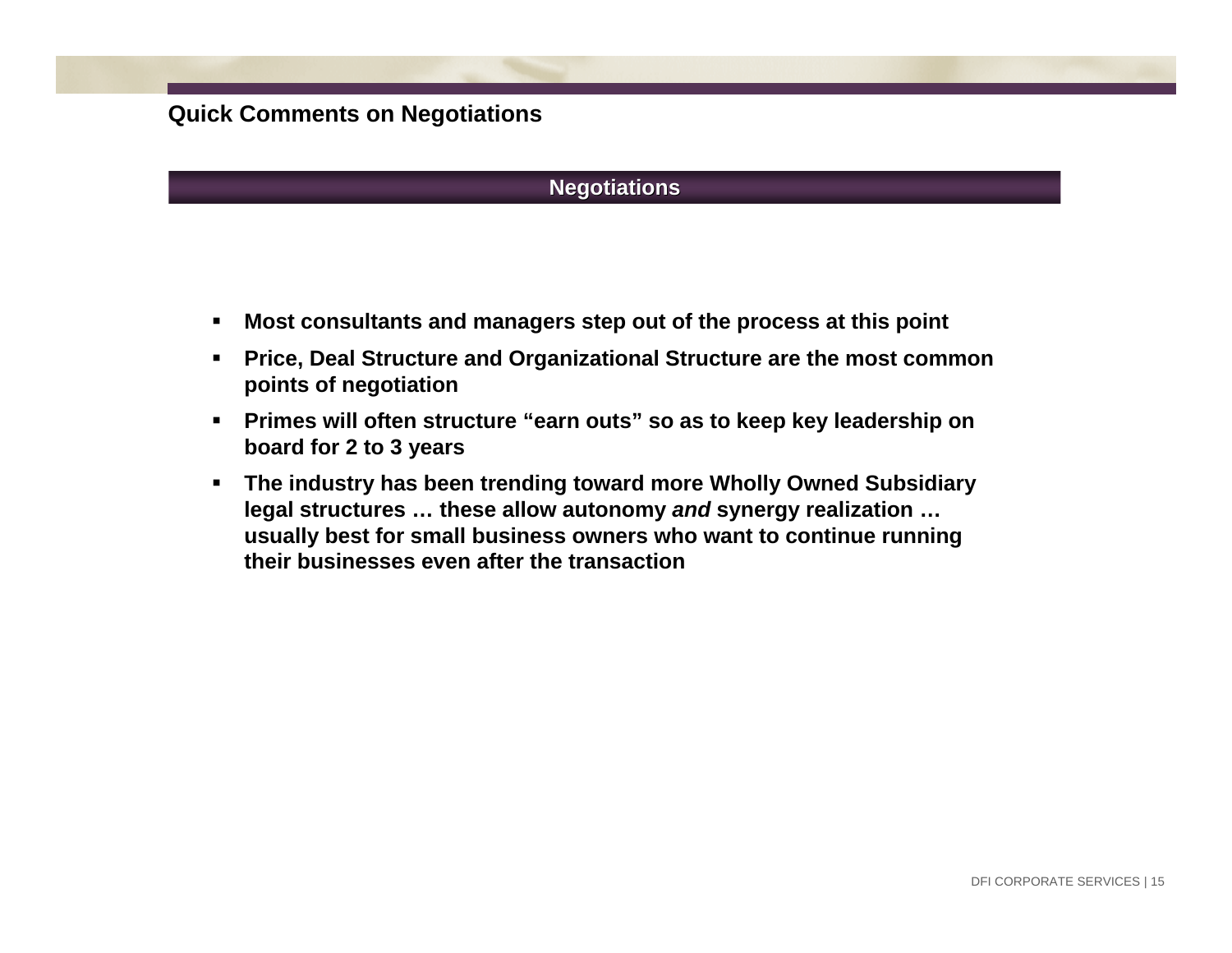## Quick Comments on Negotiations

### Negotiations

- **Most consultants and managers step out of the process at this point**
- **Price, Deal Structure and Organizational Structure are the most common points of negotiation**
- **Primes will often structure "earn outs" so as to keep key leadership on board for 2 to 3 years**
- **The industry has been trending toward more Wholly Owned Subsidiary legal structures … these allow autonomy *and* synergy realization … usually best for small business owners who want to continue running their businesses even after the transaction**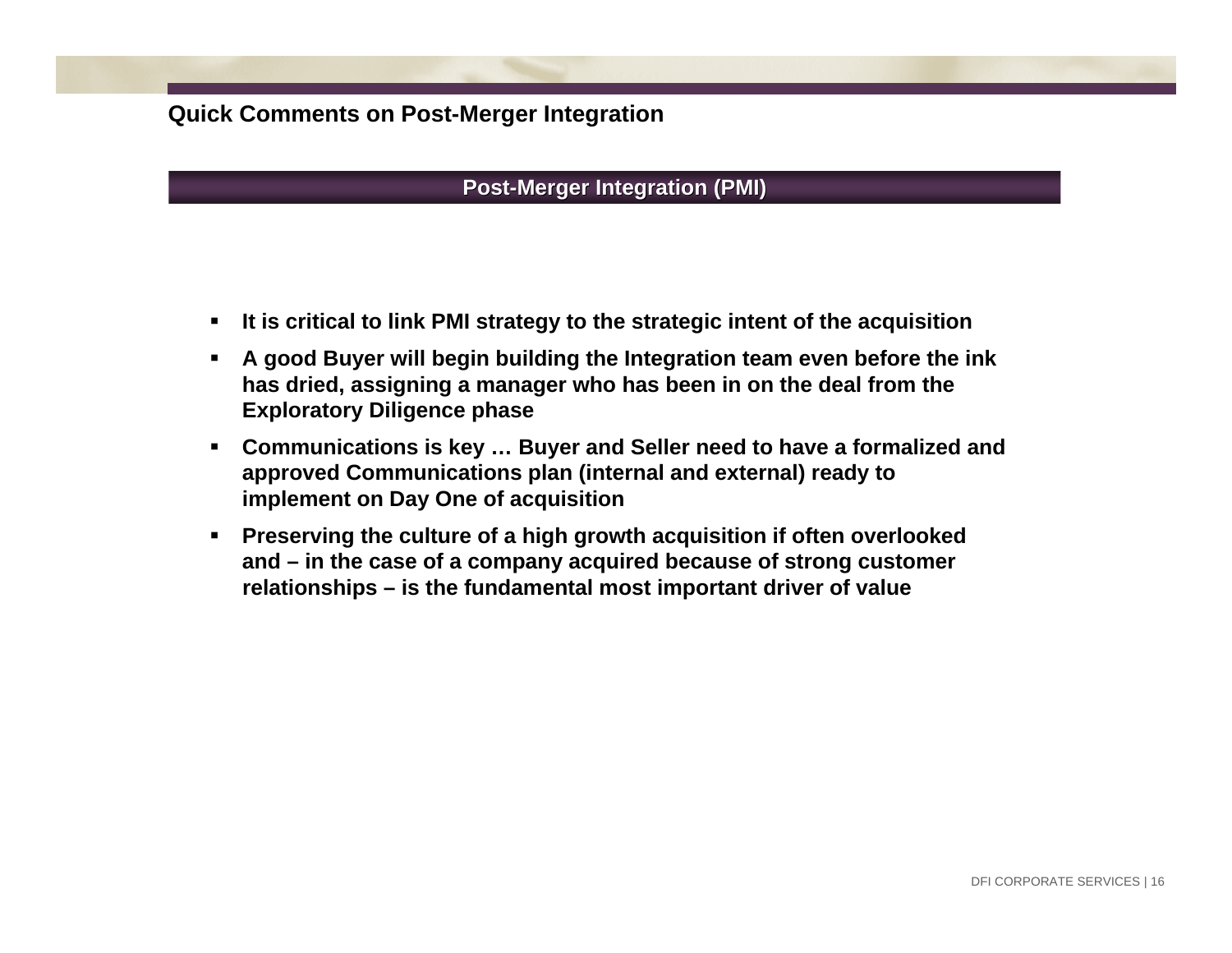## Quick Comments on Post-Merger Integration

### Post-Merger Integration (PMI)

- **It is critical to link PMI strategy to the strategic intent of the acquisition**
- **A good Buyer will begin building the Integration team even before the ink has dried, assigning a manager who has been in on the deal from the Exploratory Diligence phase**
- **Communications is key … Buyer and Seller need to have a formalized and approved Communications plan (internal and external) ready to implement on Day One of acquisition**
- **Preserving the culture of a high growth acquisition if often overlooked and – in the case of a company acquired because of strong customer relationships – is the fundamental most important driver of value**